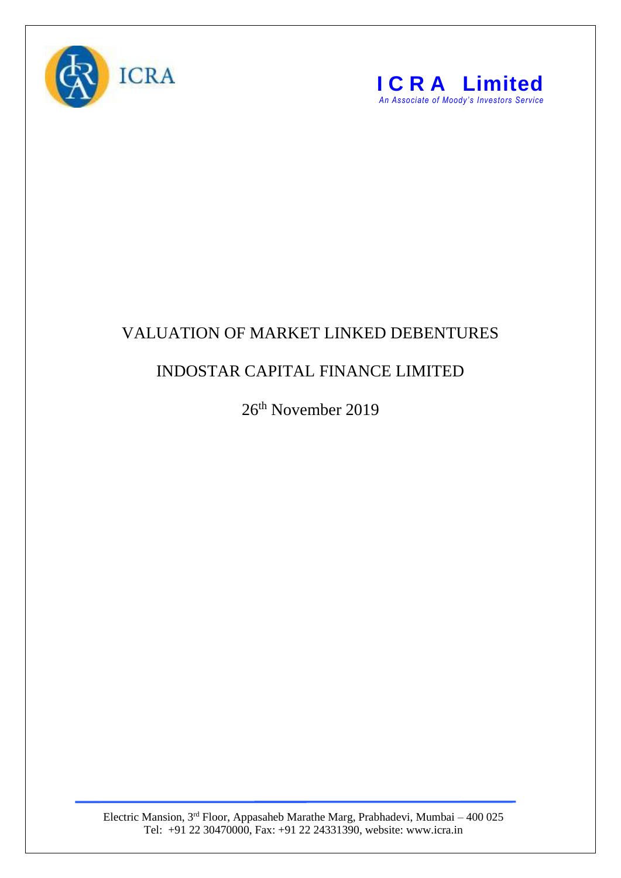**ICRA Limited**
*An Associate of Moody's Investors Service*

# VALUATION OF MARKET LINKED DEBENTURES

## INDOSTAR CAPITAL FINANCE LIMITED

26th November 2019

Electric Mansion, 3rd Floor, Appasaheb Marathe Marg, Prabhadevi, Mumbai – 400 025
Tel: +91 22 30470000, Fax: +91 22 24331390, website: www.icra.in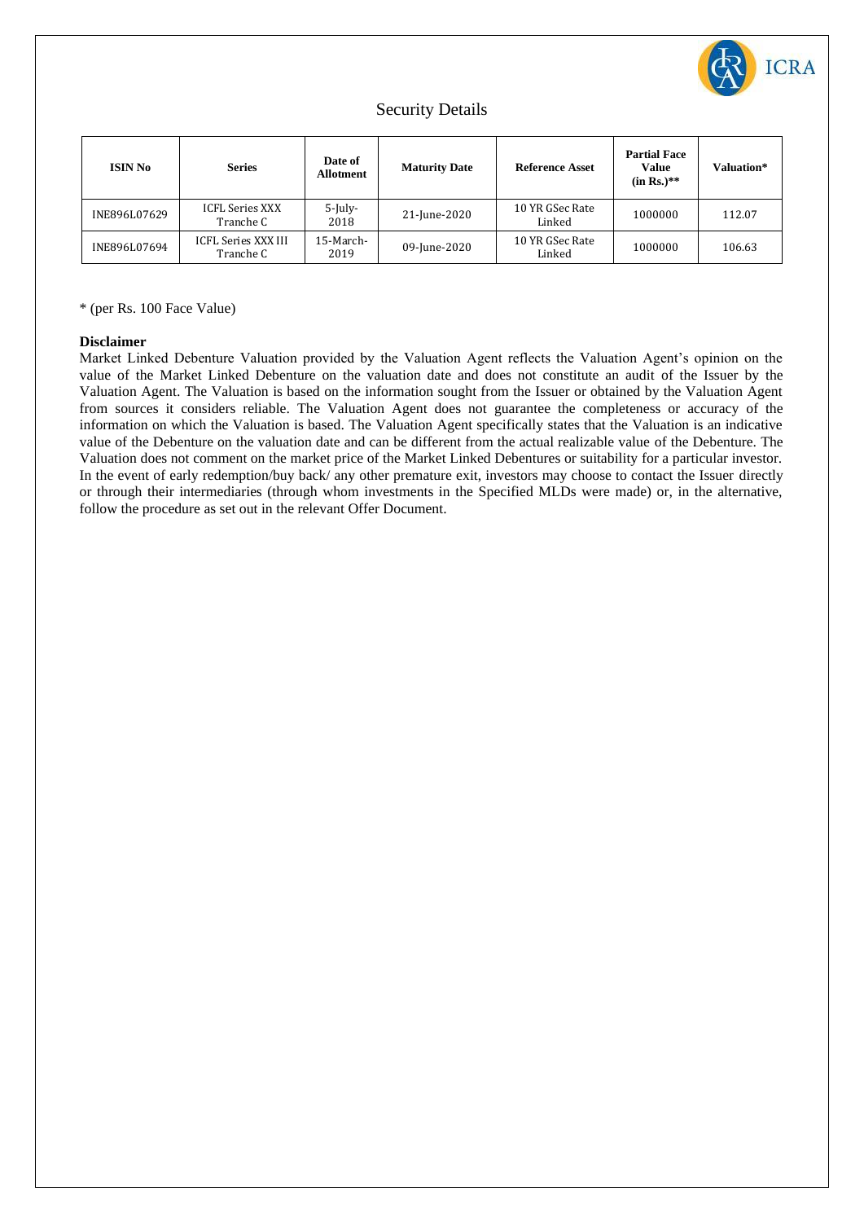## Security Details

| ISIN No | Series | Date of Allotment | Maturity Date | Reference Asset | Partial Face Value (in Rs.)** | Valuation* |
|---|---|---|---|---|---|---|
| INE896L07629 | ICFL Series XXX Tranche C | 5-July-2018 | 21-June-2020 | 10 YR GSec Rate Linked | 1000000 | 112.07 |
| INE896L07694 | ICFL Series XXX III Tranche C | 15-March-2019 | 09-June-2020 | 10 YR GSec Rate Linked | 1000000 | 106.63 |

* (per Rs. 100 Face Value)

**Disclaimer**

Market Linked Debenture Valuation provided by the Valuation Agent reflects the Valuation Agent's opinion on the value of the Market Linked Debenture on the valuation date and does not constitute an audit of the Issuer by the Valuation Agent. The Valuation is based on the information sought from the Issuer or obtained by the Valuation Agent from sources it considers reliable. The Valuation Agent does not guarantee the completeness or accuracy of the information on which the Valuation is based. The Valuation Agent specifically states that the Valuation is an indicative value of the Debenture on the valuation date and can be different from the actual realizable value of the Debenture. The Valuation does not comment on the market price of the Market Linked Debentures or suitability for a particular investor. In the event of early redemption/buy back/ any other premature exit, investors may choose to contact the Issuer directly or through their intermediaries (through whom investments in the Specified MLDs were made) or, in the alternative, follow the procedure as set out in the relevant Offer Document.